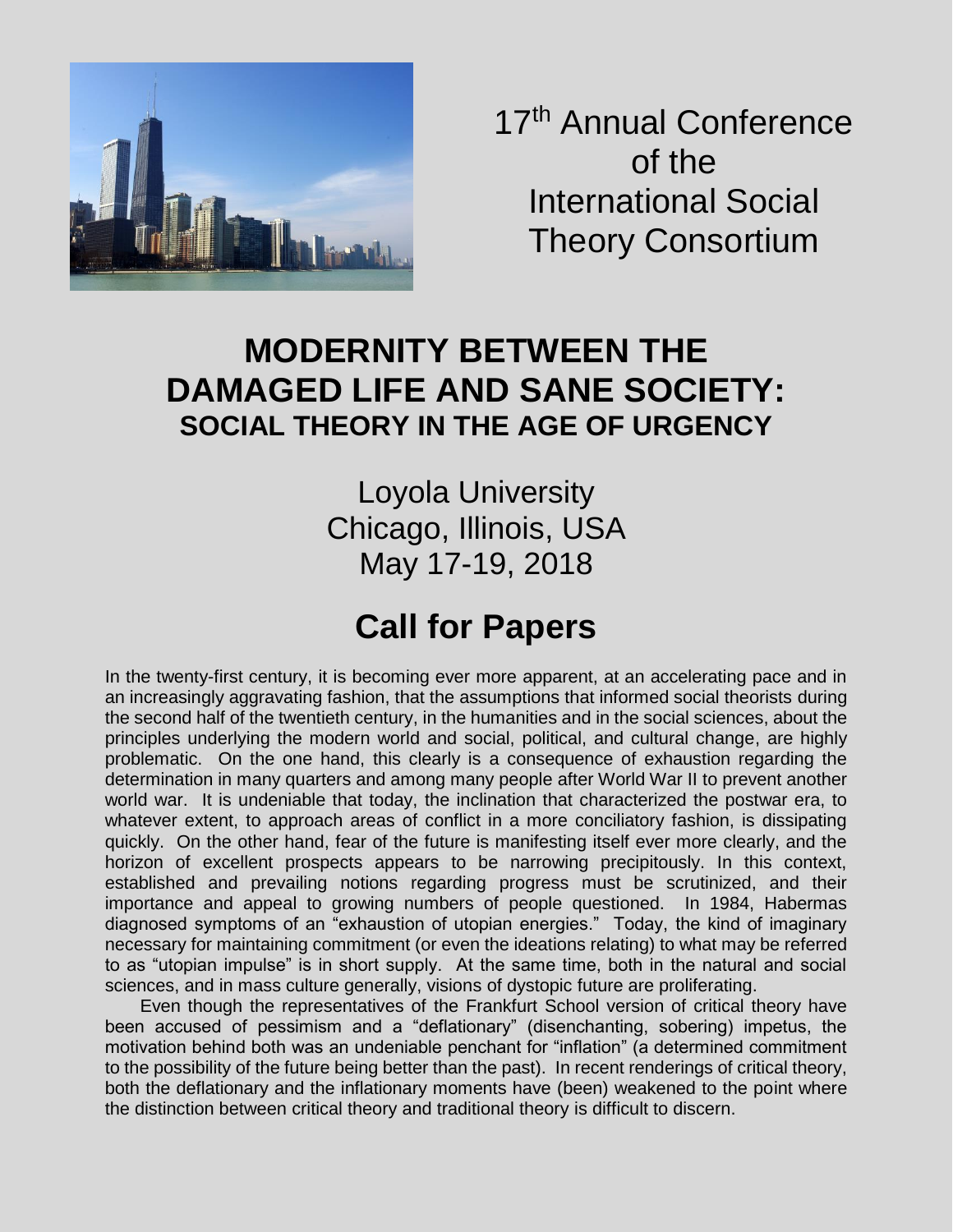17th Annual Conference of the International Social Theory Consortium

# MODERNITY BETWEEN THE DAMAGED LIFE AND SANE SOCIETY:

## SOCIAL THEORY IN THE AGE OF URGENCY

Loyola University
Chicago, Illinois, USA
May 17-19, 2018

# Call for Papers

In the twenty-first century, it is becoming ever more apparent, at an accelerating pace and in an increasingly aggravating fashion, that the assumptions that informed social theorists during the second half of the twentieth century, in the humanities and in the social sciences, about the principles underlying the modern world and social, political, and cultural change, are highly problematic. On the one hand, this clearly is a consequence of exhaustion regarding the determination in many quarters and among many people after World War II to prevent another world war. It is undeniable that today, the inclination that characterized the postwar era, to whatever extent, to approach areas of conflict in a more conciliatory fashion, is dissipating quickly. On the other hand, fear of the future is manifesting itself ever more clearly, and the horizon of excellent prospects appears to be narrowing precipitously. In this context, established and prevailing notions regarding progress must be scrutinized, and their importance and appeal to growing numbers of people questioned. In 1984, Habermas diagnosed symptoms of an "exhaustion of utopian energies." Today, the kind of imaginary necessary for maintaining commitment (or even the ideations relating) to what may be referred to as "utopian impulse" is in short supply. At the same time, both in the natural and social sciences, and in mass culture generally, visions of dystopic future are proliferating.

Even though the representatives of the Frankfurt School version of critical theory have been accused of pessimism and a "deflationary" (disenchanting, sobering) impetus, the motivation behind both was an undeniable penchant for "inflation" (a determined commitment to the possibility of the future being better than the past). In recent renderings of critical theory, both the deflationary and the inflationary moments have (been) weakened to the point where the distinction between critical theory and traditional theory is difficult to discern.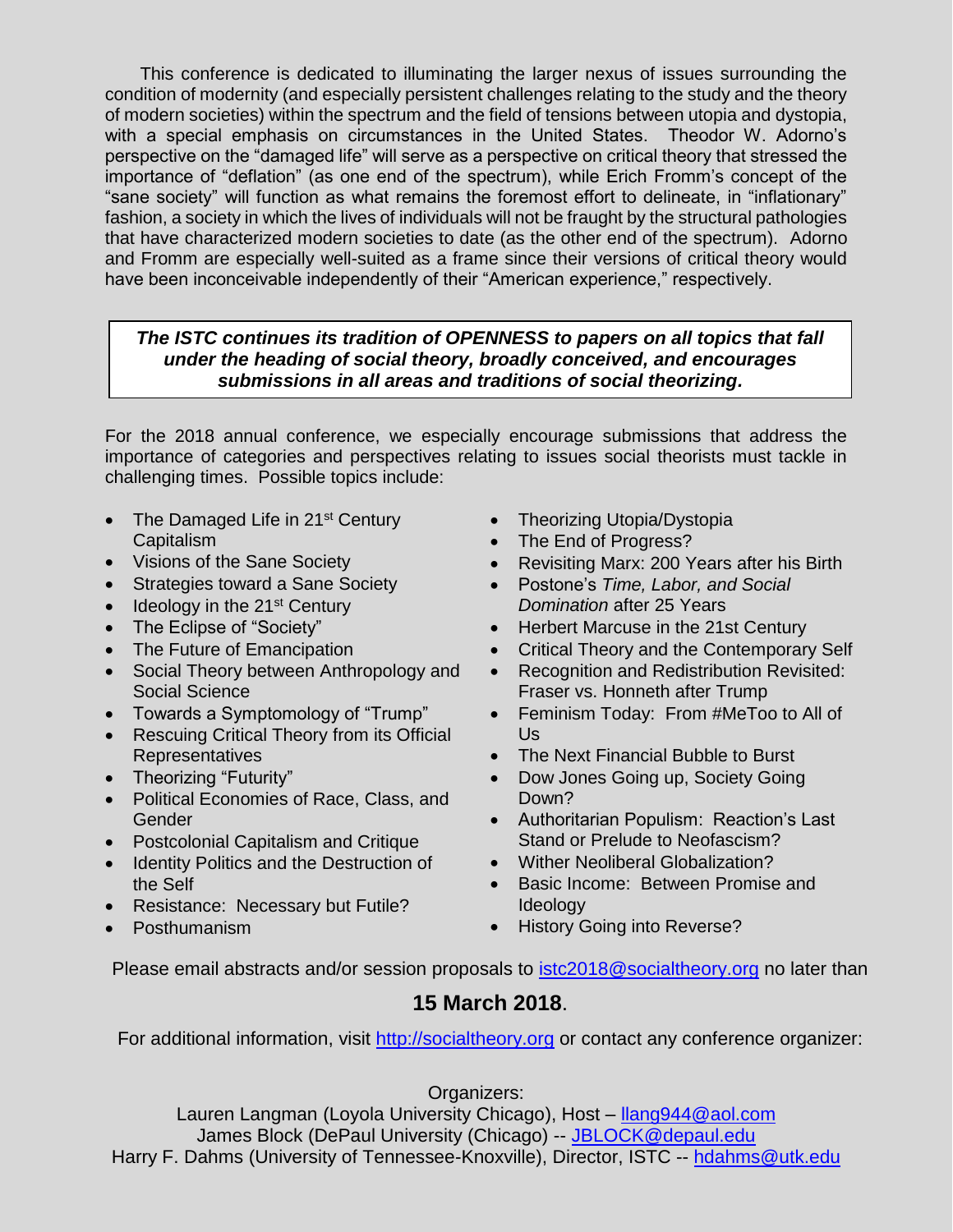This conference is dedicated to illuminating the larger nexus of issues surrounding the condition of modernity (and especially persistent challenges relating to the study and the theory of modern societies) within the spectrum and the field of tensions between utopia and dystopia, with a special emphasis on circumstances in the United States. Theodor W. Adorno's perspective on the "damaged life" will serve as a perspective on critical theory that stressed the importance of "deflation" (as one end of the spectrum), while Erich Fromm's concept of the "sane society" will function as what remains the foremost effort to delineate, in "inflationary" fashion, a society in which the lives of individuals will not be fraught by the structural pathologies that have characterized modern societies to date (as the other end of the spectrum). Adorno and Fromm are especially well-suited as a frame since their versions of critical theory would have been inconceivable independently of their "American experience," respectively.

***The ISTC continues its tradition of OPENNESS to papers on all topics that fall under the heading of social theory, broadly conceived, and encourages submissions in all areas and traditions of social theorizing.***

For the 2018 annual conference, we especially encourage submissions that address the importance of categories and perspectives relating to issues social theorists must tackle in challenging times. Possible topics include:

- The Damaged Life in 21st Century Capitalism
- Visions of the Sane Society
- Strategies toward a Sane Society
- Ideology in the 21st Century
- The Eclipse of "Society"
- The Future of Emancipation
- Social Theory between Anthropology and Social Science
- Towards a Symptomology of "Trump"
- Rescuing Critical Theory from its Official Representatives
- Theorizing "Futurity"
- Political Economies of Race, Class, and Gender
- Postcolonial Capitalism and Critique
- Identity Politics and the Destruction of the Self
- Resistance: Necessary but Futile?
- Posthumanism
- Theorizing Utopia/Dystopia
- The End of Progress?
- Revisiting Marx: 200 Years after his Birth
- Postone's *Time, Labor, and Social Domination* after 25 Years
- Herbert Marcuse in the 21st Century
- Critical Theory and the Contemporary Self
- Recognition and Redistribution Revisited: Fraser vs. Honneth after Trump
- Feminism Today: From #MeToo to All of Us
- The Next Financial Bubble to Burst
- Dow Jones Going up, Society Going Down?
- Authoritarian Populism: Reaction's Last Stand or Prelude to Neofascism?
- Wither Neoliberal Globalization?
- Basic Income: Between Promise and Ideology
- History Going into Reverse?

Please email abstracts and/or session proposals to istc2018@socialtheory.org no later than

## **15 March 2018**.

For additional information, visit http://socialtheory.org or contact any conference organizer:

Organizers:
Lauren Langman (Loyola University Chicago), Host – llang944@aol.com
James Block (DePaul University (Chicago) -- JBLOCK@depaul.edu
Harry F. Dahms (University of Tennessee-Knoxville), Director, ISTC -- hdahms@utk.edu